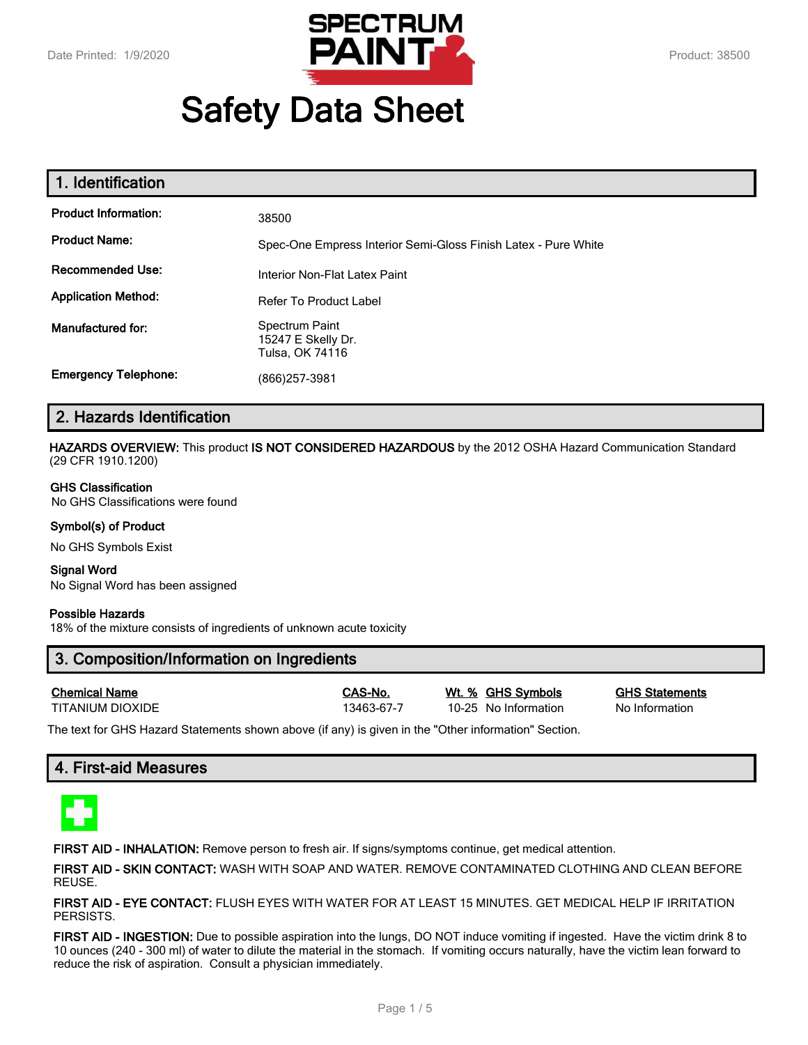Date Printed: 1/9/2020 | Product: 38500

# Safety Data Sheet

## 1. Identification

| | |
|---|---|
| **Product Information:** | 38500 |
| **Product Name:** | Spec-One Empress Interior Semi-Gloss Finish Latex - Pure White |
| **Recommended Use:** | Interior Non-Flat Latex Paint |
| **Application Method:** | Refer To Product Label |
| **Manufactured for:** | Spectrum Paint<br>15247 E Skelly Dr.<br>Tulsa, OK 74116 |
| **Emergency Telephone:** | (866)257-3981 |

## 2. Hazards Identification

**HAZARDS OVERVIEW:** This product **IS NOT CONSIDERED HAZARDOUS** by the 2012 OSHA Hazard Communication Standard (29 CFR 1910.1200)

**GHS Classification**
No GHS Classifications were found

**Symbol(s) of Product**

No GHS Symbols Exist

**Signal Word**
No Signal Word has been assigned

**Possible Hazards**
18% of the mixture consists of ingredients of unknown acute toxicity

## 3. Composition/Information on Ingredients

| Chemical Name | CAS-No. | Wt. % | GHS Symbols | GHS Statements |
|---|---|---|---|---|
| TITANIUM DIOXIDE | 13463-67-7 | 10-25 | No Information | No Information |

The text for GHS Hazard Statements shown above (if any) is given in the "Other information" Section.

## 4. First-aid Measures

**FIRST AID - INHALATION:** Remove person to fresh air. If signs/symptoms continue, get medical attention.

**FIRST AID - SKIN CONTACT:** WASH WITH SOAP AND WATER. REMOVE CONTAMINATED CLOTHING AND CLEAN BEFORE REUSE.

**FIRST AID - EYE CONTACT:** FLUSH EYES WITH WATER FOR AT LEAST 15 MINUTES. GET MEDICAL HELP IF IRRITATION PERSISTS.

**FIRST AID - INGESTION:** Due to possible aspiration into the lungs, DO NOT induce vomiting if ingested. Have the victim drink 8 to 10 ounces (240 - 300 ml) of water to dilute the material in the stomach. If vomiting occurs naturally, have the victim lean forward to reduce the risk of aspiration. Consult a physician immediately.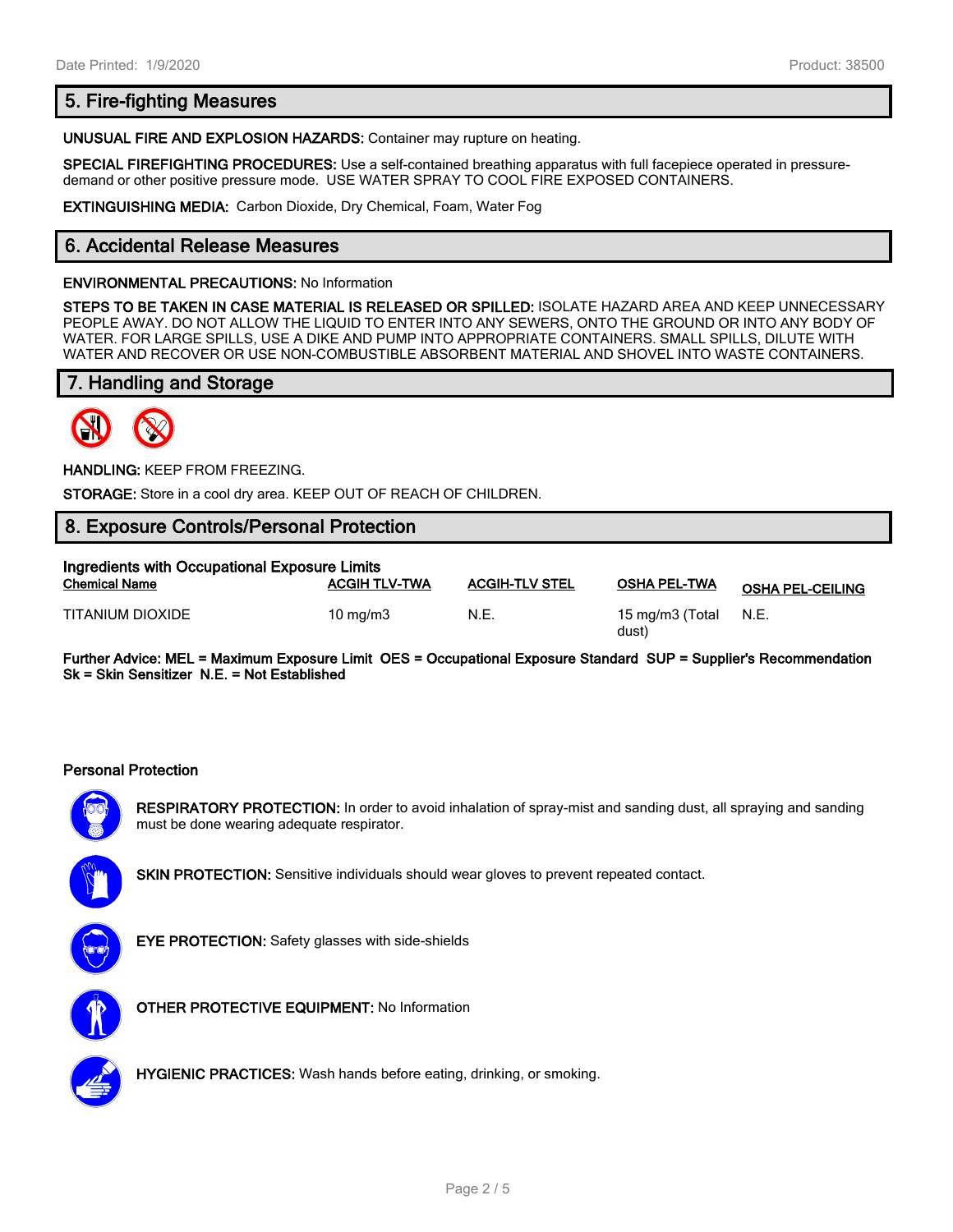## 5. Fire-fighting Measures

**UNUSUAL FIRE AND EXPLOSION HAZARDS:** Container may rupture on heating.

**SPECIAL FIREFIGHTING PROCEDURES:** Use a self-contained breathing apparatus with full facepiece operated in pressure-demand or other positive pressure mode. USE WATER SPRAY TO COOL FIRE EXPOSED CONTAINERS.

**EXTINGUISHING MEDIA:** Carbon Dioxide, Dry Chemical, Foam, Water Fog

## 6. Accidental Release Measures

**ENVIRONMENTAL PRECAUTIONS:** No Information

**STEPS TO BE TAKEN IN CASE MATERIAL IS RELEASED OR SPILLED:** ISOLATE HAZARD AREA AND KEEP UNNECESSARY PEOPLE AWAY. DO NOT ALLOW THE LIQUID TO ENTER INTO ANY SEWERS, ONTO THE GROUND OR INTO ANY BODY OF WATER. FOR LARGE SPILLS, USE A DIKE AND PUMP INTO APPROPRIATE CONTAINERS. SMALL SPILLS, DILUTE WITH WATER AND RECOVER OR USE NON-COMBUSTIBLE ABSORBENT MATERIAL AND SHOVEL INTO WASTE CONTAINERS.

## 7. Handling and Storage

**HANDLING:** KEEP FROM FREEZING.

**STORAGE:** Store in a cool dry area. KEEP OUT OF REACH OF CHILDREN.

## 8. Exposure Controls/Personal Protection

**Ingredients with Occupational Exposure Limits**

| Chemical Name | ACGIH TLV-TWA | ACGIH-TLV STEL | OSHA PEL-TWA | OSHA PEL-CEILING |
|---|---|---|---|---|
| TITANIUM DIOXIDE | 10 mg/m3 | N.E. | 15 mg/m3 (Total dust) | N.E. |

**Further Advice: MEL = Maximum Exposure Limit OES = Occupational Exposure Standard SUP = Supplier's Recommendation Sk = Skin Sensitizer N.E. = Not Established**

### Personal Protection

**RESPIRATORY PROTECTION:** In order to avoid inhalation of spray-mist and sanding dust, all spraying and sanding must be done wearing adequate respirator.

**SKIN PROTECTION:** Sensitive individuals should wear gloves to prevent repeated contact.

**EYE PROTECTION:** Safety glasses with side-shields

**OTHER PROTECTIVE EQUIPMENT:** No Information

**HYGIENIC PRACTICES:** Wash hands before eating, drinking, or smoking.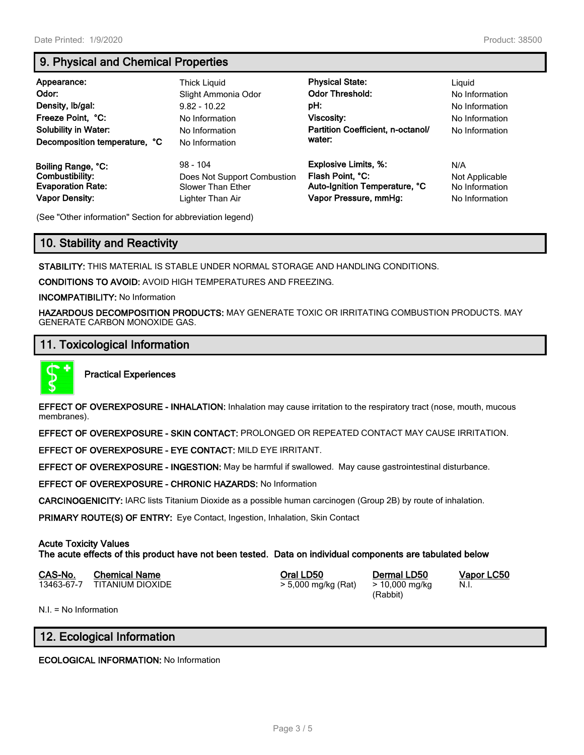## 9. Physical and Chemical Properties

| | | | |
|---|---|---|---|
| **Appearance:** | Thick Liquid | **Physical State:** | Liquid |
| **Odor:** | Slight Ammonia Odor | **Odor Threshold:** | No Information |
| **Density, lb/gal:** | 9.82 - 10.22 | **pH:** | No Information |
| **Freeze Point, °C:** | No Information | **Viscosity:** | No Information |
| **Solubility in Water:** | No Information | **Partition Coefficient, n-octanol/ water:** | No Information |
| **Decomposition temperature, °C** | No Information | | |
| **Boiling Range, °C:** | 98 - 104 | **Explosive Limits, %:** | N/A |
| **Combustibility:** | Does Not Support Combustion | **Flash Point, °C:** | Not Applicable |
| **Evaporation Rate:** | Slower Than Ether | **Auto-Ignition Temperature, °C** | No Information |
| **Vapor Density:** | Lighter Than Air | **Vapor Pressure, mmHg:** | No Information |

(See "Other information" Section for abbreviation legend)

## 10. Stability and Reactivity

**STABILITY:** THIS MATERIAL IS STABLE UNDER NORMAL STORAGE AND HANDLING CONDITIONS.

**CONDITIONS TO AVOID:** AVOID HIGH TEMPERATURES AND FREEZING.

**INCOMPATIBILITY:** No Information

**HAZARDOUS DECOMPOSITION PRODUCTS:** MAY GENERATE TOXIC OR IRRITATING COMBUSTION PRODUCTS. MAY GENERATE CARBON MONOXIDE GAS.

## 11. Toxicological Information

**Practical Experiences**

**EFFECT OF OVEREXPOSURE - INHALATION:** Inhalation may cause irritation to the respiratory tract (nose, mouth, mucous membranes).

**EFFECT OF OVEREXPOSURE - SKIN CONTACT:** PROLONGED OR REPEATED CONTACT MAY CAUSE IRRITATION.

**EFFECT OF OVEREXPOSURE - EYE CONTACT:** MILD EYE IRRITANT.

**EFFECT OF OVEREXPOSURE - INGESTION:** May be harmful if swallowed. May cause gastrointestinal disturbance.

**EFFECT OF OVEREXPOSURE - CHRONIC HAZARDS:** No Information

**CARCINOGENICITY:** IARC lists Titanium Dioxide as a possible human carcinogen (Group 2B) by route of inhalation.

**PRIMARY ROUTE(S) OF ENTRY:** Eye Contact, Ingestion, Inhalation, Skin Contact

**Acute Toxicity Values**
**The acute effects of this product have not been tested. Data on individual components are tabulated below**

| CAS-No. | Chemical Name | Oral LD50 | Dermal LD50 | Vapor LC50 |
|---|---|---|---|---|
| 13463-67-7 | TITANIUM DIOXIDE | > 5,000 mg/kg (Rat) | > 10,000 mg/kg (Rabbit) | N.I. |

N.I. = No Information

## 12. Ecological Information

**ECOLOGICAL INFORMATION:** No Information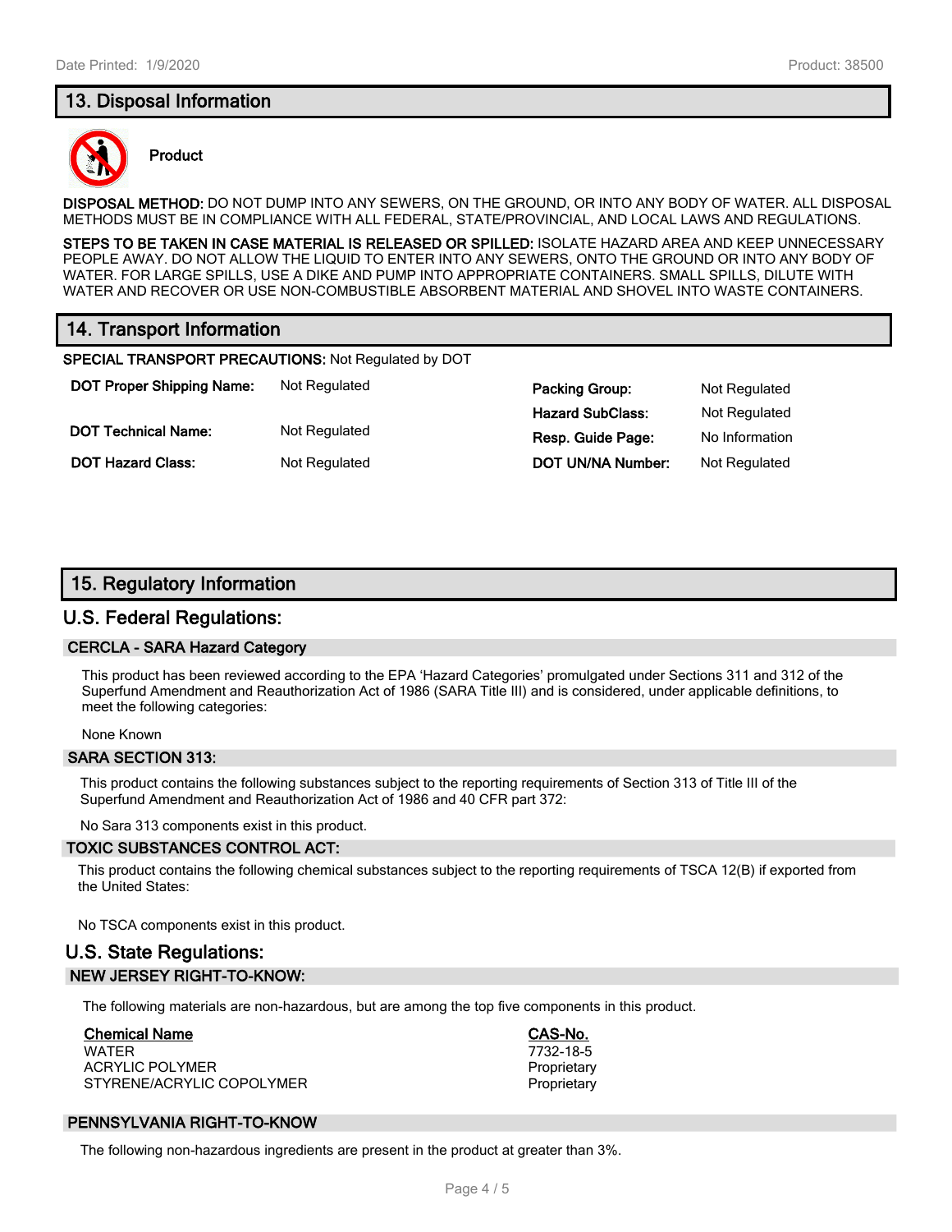## 13. Disposal Information

**Product**

**DISPOSAL METHOD:** DO NOT DUMP INTO ANY SEWERS, ON THE GROUND, OR INTO ANY BODY OF WATER. ALL DISPOSAL METHODS MUST BE IN COMPLIANCE WITH ALL FEDERAL, STATE/PROVINCIAL, AND LOCAL LAWS AND REGULATIONS.

**STEPS TO BE TAKEN IN CASE MATERIAL IS RELEASED OR SPILLED:** ISOLATE HAZARD AREA AND KEEP UNNECESSARY PEOPLE AWAY. DO NOT ALLOW THE LIQUID TO ENTER INTO ANY SEWERS, ONTO THE GROUND OR INTO ANY BODY OF WATER. FOR LARGE SPILLS, USE A DIKE AND PUMP INTO APPROPRIATE CONTAINERS. SMALL SPILLS, DILUTE WITH WATER AND RECOVER OR USE NON-COMBUSTIBLE ABSORBENT MATERIAL AND SHOVEL INTO WASTE CONTAINERS.

## 14. Transport Information

**SPECIAL TRANSPORT PRECAUTIONS:** Not Regulated by DOT

| | | | |
|---|---|---|---|
| **DOT Proper Shipping Name:** | Not Regulated | **Packing Group:** | Not Regulated |
| | | **Hazard SubClass:** | Not Regulated |
| **DOT Technical Name:** | Not Regulated | **Resp. Guide Page:** | No Information |
| **DOT Hazard Class:** | Not Regulated | **DOT UN/NA Number:** | Not Regulated |

## 15. Regulatory Information

### U.S. Federal Regulations:

#### CERCLA - SARA Hazard Category

This product has been reviewed according to the EPA 'Hazard Categories' promulgated under Sections 311 and 312 of the Superfund Amendment and Reauthorization Act of 1986 (SARA Title III) and is considered, under applicable definitions, to meet the following categories:

None Known

#### SARA SECTION 313:

This product contains the following substances subject to the reporting requirements of Section 313 of Title III of the Superfund Amendment and Reauthorization Act of 1986 and 40 CFR part 372:

No Sara 313 components exist in this product.

#### TOXIC SUBSTANCES CONTROL ACT:

This product contains the following chemical substances subject to the reporting requirements of TSCA 12(B) if exported from the United States:

No TSCA components exist in this product.

### U.S. State Regulations:

#### NEW JERSEY RIGHT-TO-KNOW:

The following materials are non-hazardous, but are among the top five components in this product.

| Chemical Name | CAS-No. |
|---|---|
| WATER | 7732-18-5 |
| ACRYLIC POLYMER | Proprietary |
| STYRENE/ACRYLIC COPOLYMER | Proprietary |

#### PENNSYLVANIA RIGHT-TO-KNOW

The following non-hazardous ingredients are present in the product at greater than 3%.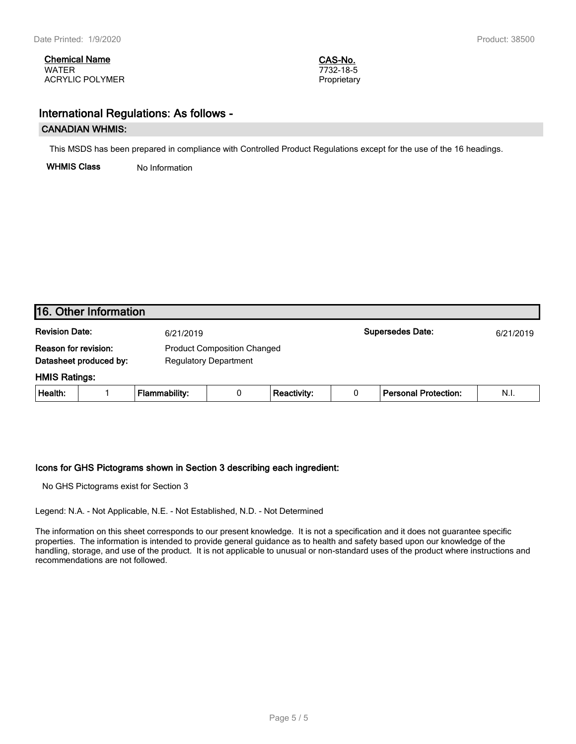| Chemical Name | CAS-No. |
|---|---|
| WATER | 7732-18-5 |
| ACRYLIC POLYMER | Proprietary |

## International Regulations: As follows -

### CANADIAN WHMIS:

This MSDS has been prepared in compliance with Controlled Product Regulations except for the use of the 16 headings.

**WHMIS Class** No Information

## 16. Other Information

**Revision Date:** 6/21/2019 **Supersedes Date:** 6/21/2019

**Reason for revision:** Product Composition Changed

**Datasheet produced by:** Regulatory Department

**HMIS Ratings:**

| Health: | 1 | Flammability: | 0 | Reactivity: | 0 | Personal Protection: | N.I. |
|---|---|---|---|---|---|---|---|

**Icons for GHS Pictograms shown in Section 3 describing each ingredient:**

No GHS Pictograms exist for Section 3

Legend: N.A. - Not Applicable, N.E. - Not Established, N.D. - Not Determined

The information on this sheet corresponds to our present knowledge. It is not a specification and it does not guarantee specific properties. The information is intended to provide general guidance as to health and safety based upon our knowledge of the handling, storage, and use of the product. It is not applicable to unusual or non-standard uses of the product where instructions and recommendations are not followed.